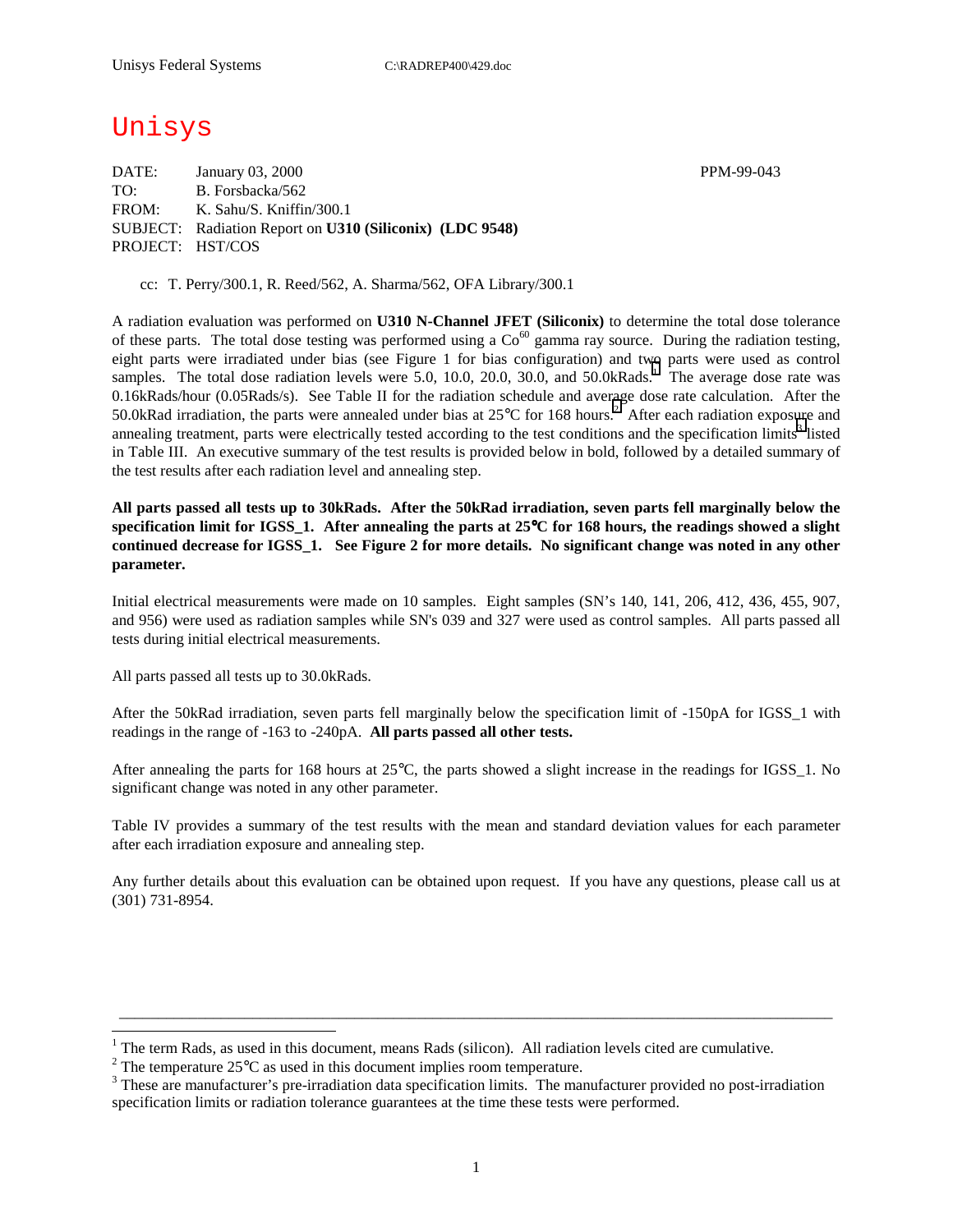Unisys Federal Systems C:\RADREP400\429.doc

# Unisys

DATE: January 03, 2000 PPM-99-043
TO: B. Forsbacka/562
FROM: K. Sahu/S. Kniffin/300.1
SUBJECT: Radiation Report on **U310 (Siliconix) (LDC 9548)**
PROJECT: HST/COS

cc: T. Perry/300.1, R. Reed/562, A. Sharma/562, OFA Library/300.1

A radiation evaluation was performed on **U310 N-Channel JFET (Siliconix)** to determine the total dose tolerance of these parts. The total dose testing was performed using a $Co^{60}$ gamma ray source. During the radiation testing, eight parts were irradiated under bias (see Figure 1 for bias configuration) and two parts were used as control samples. The total dose radiation levels were 5.0, 10.0, 20.0, 30.0, and 50.0kRads.[1] The average dose rate was 0.16kRads/hour (0.05Rads/s). See Table II for the radiation schedule and average dose rate calculation. After the 50.0kRad irradiation, the parts were annealed under bias at 25°C for 168 hours.[2] After each radiation exposure and annealing treatment, parts were electrically tested according to the test conditions and the specification limits[3] listed in Table III. An executive summary of the test results is provided below in bold, followed by a detailed summary of the test results after each radiation level and annealing step.

**All parts passed all tests up to 30kRads. After the 50kRad irradiation, seven parts fell marginally below the specification limit for IGSS_1. After annealing the parts at 25°C for 168 hours, the readings showed a slight continued decrease for IGSS_1. See Figure 2 for more details. No significant change was noted in any other parameter.**

Initial electrical measurements were made on 10 samples. Eight samples (SN's 140, 141, 206, 412, 436, 455, 907, and 956) were used as radiation samples while SN's 039 and 327 were used as control samples. All parts passed all tests during initial electrical measurements.

All parts passed all tests up to 30.0kRads.

After the 50kRad irradiation, seven parts fell marginally below the specification limit of -150pA for IGSS_1 with readings in the range of -163 to -240pA. **All parts passed all other tests.**

After annealing the parts for 168 hours at 25°C, the parts showed a slight increase in the readings for IGSS_1. No significant change was noted in any other parameter.

Table IV provides a summary of the test results with the mean and standard deviation values for each parameter after each irradiation exposure and annealing step.

Any further details about this evaluation can be obtained upon request. If you have any questions, please call us at (301) 731-8954.

---

[1] The term Rads, as used in this document, means Rads (silicon). All radiation levels cited are cumulative.

[2] The temperature 25°C as used in this document implies room temperature.

[3] These are manufacturer's pre-irradiation data specification limits. The manufacturer provided no post-irradiation specification limits or radiation tolerance guarantees at the time these tests were performed.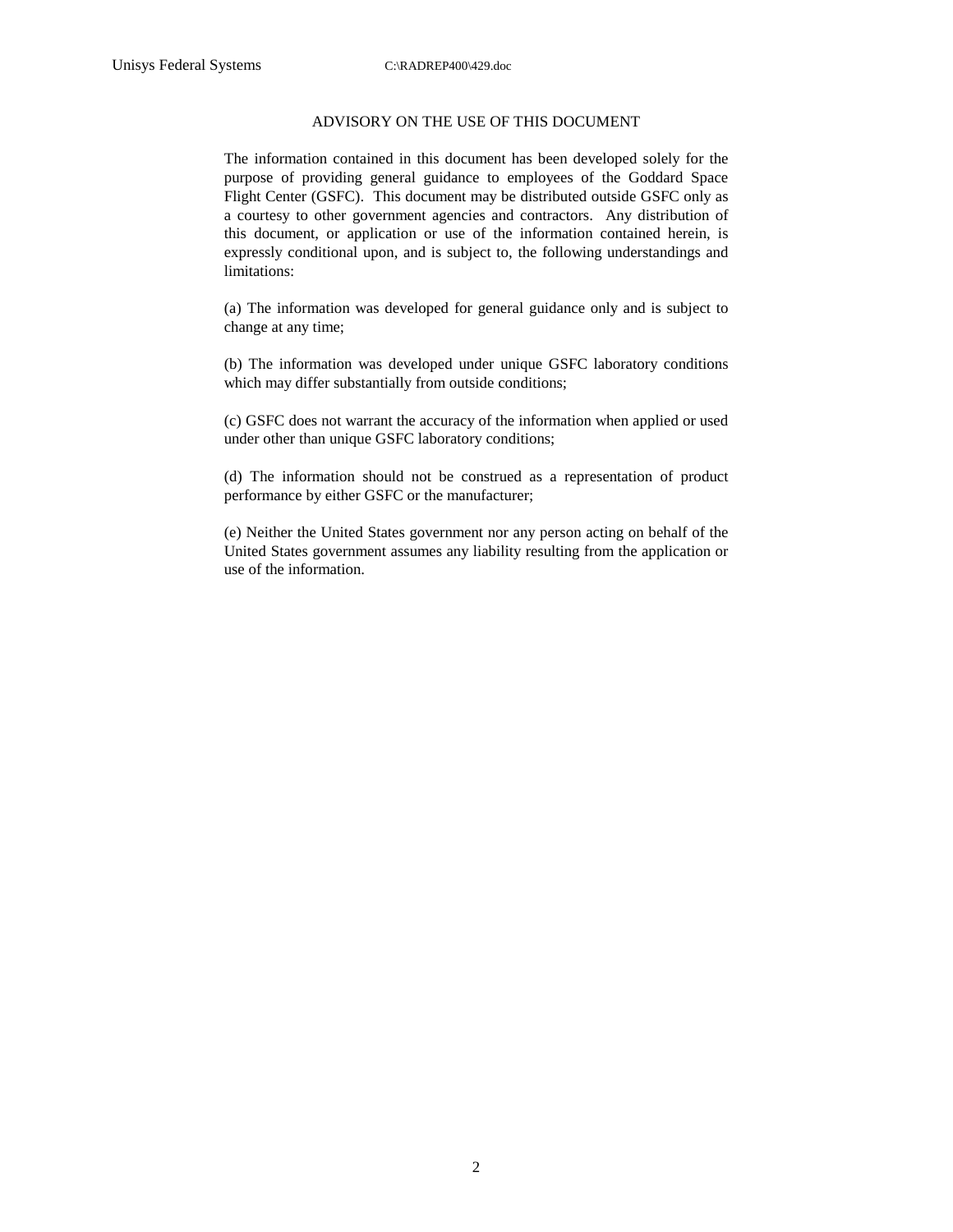## ADVISORY ON THE USE OF THIS DOCUMENT

The information contained in this document has been developed solely for the purpose of providing general guidance to employees of the Goddard Space Flight Center (GSFC). This document may be distributed outside GSFC only as a courtesy to other government agencies and contractors. Any distribution of this document, or application or use of the information contained herein, is expressly conditional upon, and is subject to, the following understandings and limitations:

(a) The information was developed for general guidance only and is subject to change at any time;

(b) The information was developed under unique GSFC laboratory conditions which may differ substantially from outside conditions;

(c) GSFC does not warrant the accuracy of the information when applied or used under other than unique GSFC laboratory conditions;

(d) The information should not be construed as a representation of product performance by either GSFC or the manufacturer;

(e) Neither the United States government nor any person acting on behalf of the United States government assumes any liability resulting from the application or use of the information.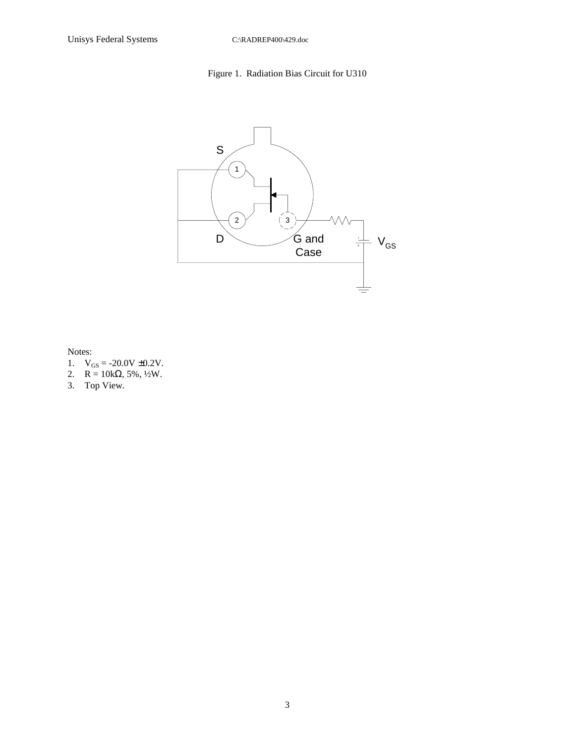Figure 1. Radiation Bias Circuit for U310

S

1

2

3

D

G and Case

$V_{GS}$

Notes:

1. $V_{GS}$ = -20.0V ±0.2V.
2. R = 10kΩ, 5%, ½W.
3. Top View.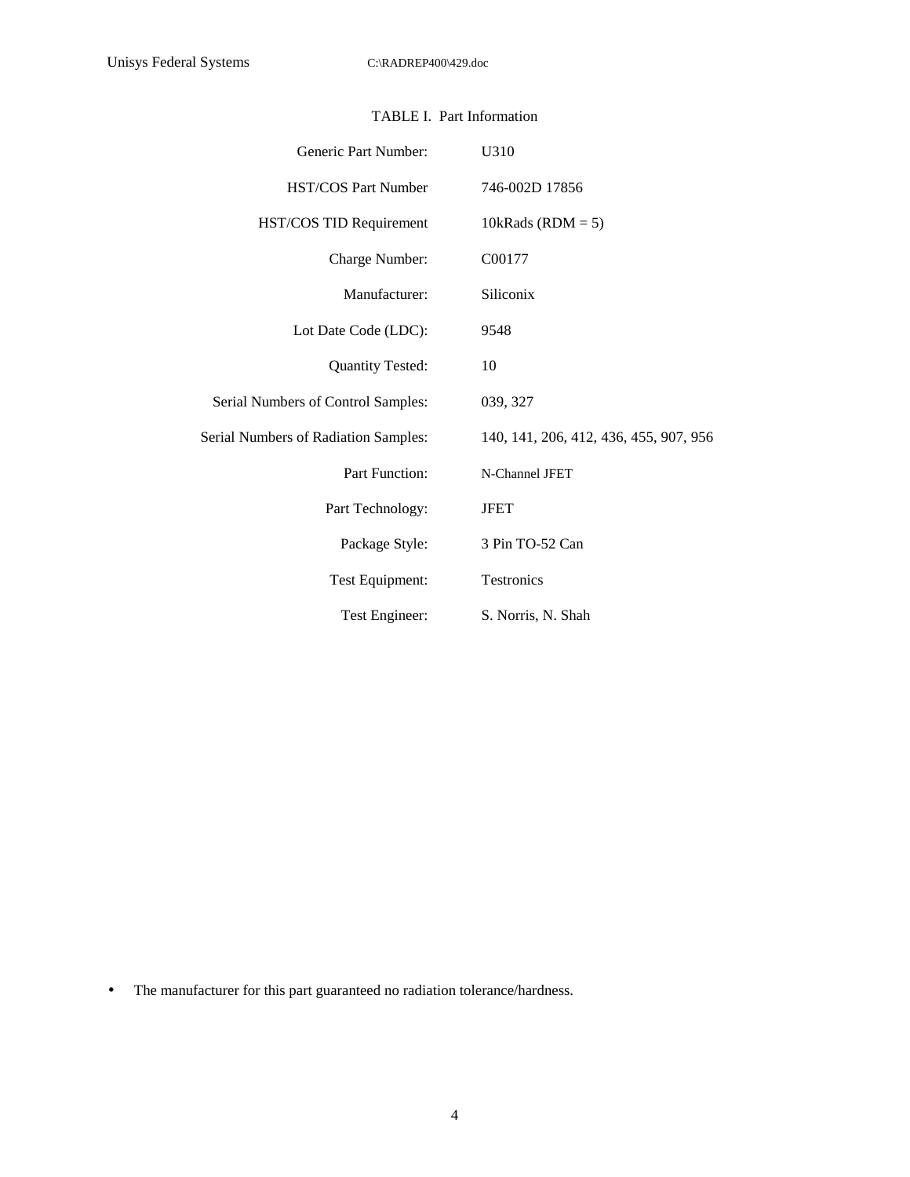TABLE I. Part Information

| | |
|---|---|
| Generic Part Number: | U310 |
| HST/COS Part Number | 746-002D 17856 |
| HST/COS TID Requirement | 10kRads (RDM = 5) |
| Charge Number: | C00177 |
| Manufacturer: | Siliconix |
| Lot Date Code (LDC): | 9548 |
| Quantity Tested: | 10 |
| Serial Numbers of Control Samples: | 039, 327 |
| Serial Numbers of Radiation Samples: | 140, 141, 206, 412, 436, 455, 907, 956 |
| Part Function: | N-Channel JFET |
| Part Technology: | JFET |
| Package Style: | 3 Pin TO-52 Can |
| Test Equipment: | Testronics |
| Test Engineer: | S. Norris, N. Shah |

- The manufacturer for this part guaranteed no radiation tolerance/hardness.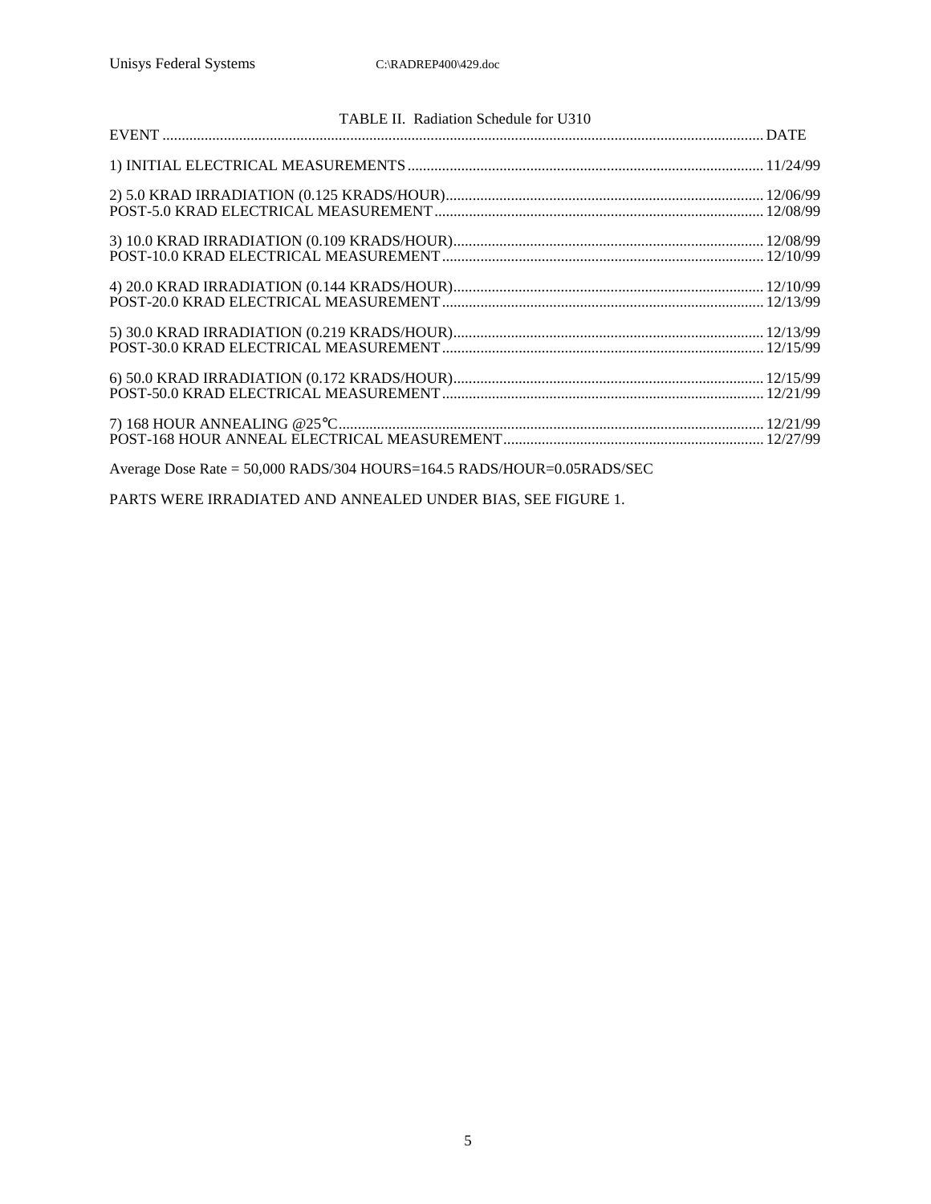TABLE II. Radiation Schedule for U310

| EVENT | DATE |
|---|---|
| 1) INITIAL ELECTRICAL MEASUREMENTS | 11/24/99 |
| 2) 5.0 KRAD IRRADIATION (0.125 KRADS/HOUR) | 12/06/99 |
| POST-5.0 KRAD ELECTRICAL MEASUREMENT | 12/08/99 |
| 3) 10.0 KRAD IRRADIATION (0.109 KRADS/HOUR) | 12/08/99 |
| POST-10.0 KRAD ELECTRICAL MEASUREMENT | 12/10/99 |
| 4) 20.0 KRAD IRRADIATION (0.144 KRADS/HOUR) | 12/10/99 |
| POST-20.0 KRAD ELECTRICAL MEASUREMENT | 12/13/99 |
| 5) 30.0 KRAD IRRADIATION (0.219 KRADS/HOUR) | 12/13/99 |
| POST-30.0 KRAD ELECTRICAL MEASUREMENT | 12/15/99 |
| 6) 50.0 KRAD IRRADIATION (0.172 KRADS/HOUR) | 12/15/99 |
| POST-50.0 KRAD ELECTRICAL MEASUREMENT | 12/21/99 |
| 7) 168 HOUR ANNEALING @25°C | 12/21/99 |
| POST-168 HOUR ANNEAL ELECTRICAL MEASUREMENT | 12/27/99 |

Average Dose Rate = 50,000 RADS/304 HOURS=164.5 RADS/HOUR=0.05RADS/SEC

PARTS WERE IRRADIATED AND ANNEALED UNDER BIAS, SEE FIGURE 1.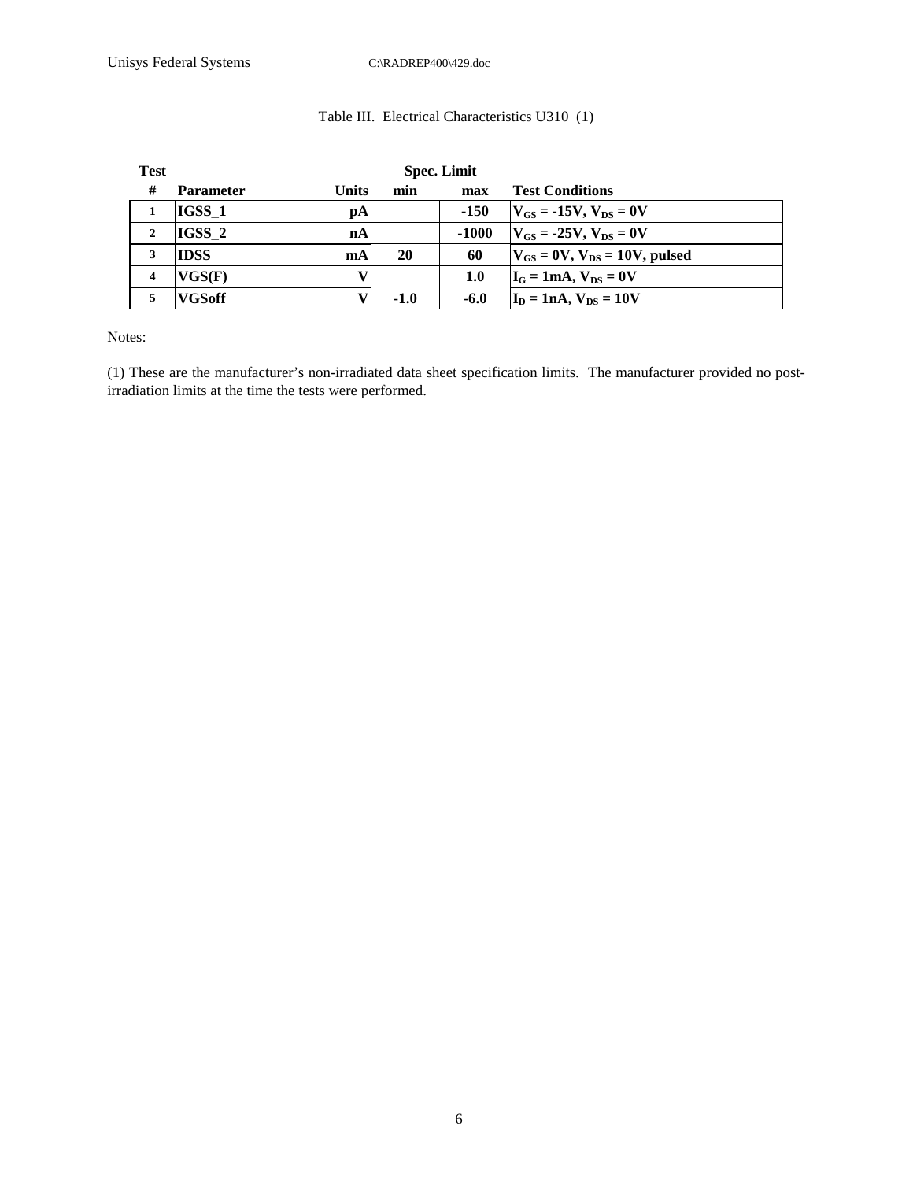Table III. Electrical Characteristics U310 (1)

| Test # | Parameter | Units | Spec. Limit min | Spec. Limit max | Test Conditions |
|---|---|---|---|---|---|
| 1 | IGSS_1 | pA | | -150 | $V_{GS}$ = -15V, $V_{DS}$ = 0V |
| 2 | IGSS_2 | nA | | -1000 | $V_{GS}$ = -25V, $V_{DS}$ = 0V |
| 3 | IDSS | mA | 20 | 60 | $V_{GS}$ = 0V, $V_{DS}$ = 10V, pulsed |
| 4 | VGS(F) | V | | 1.0 | $I_G$ = 1mA, $V_{DS}$ = 0V |
| 5 | VGSoff | V | -1.0 | -6.0 | $I_D$ = 1nA, $V_{DS}$ = 10V |

Notes:

(1) These are the manufacturer's non-irradiated data sheet specification limits. The manufacturer provided no post-irradiation limits at the time the tests were performed.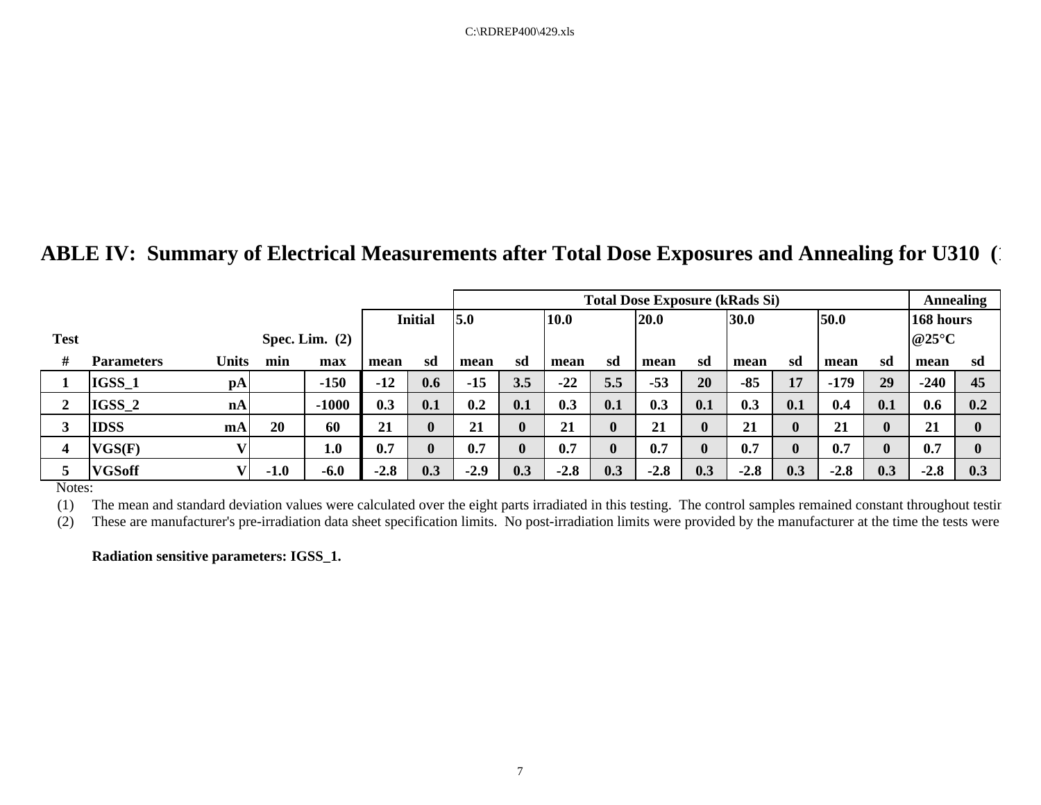C:\RDREP400\429.xls

## ABLE IV: Summary of Electrical Measurements after Total Dose Exposures and Annealing for U310 (:

| | | | | | | | Total Dose Exposure (kRads Si) | | | | | | | | | | Annealing | |
|---|---|---|---|---|---|---|---|---|---|---|---|---|---|---|---|---|---|---|
| | | | | | Initial | | 5.0 | | 10.0 | | 20.0 | | 30.0 | | 50.0 | | 168 hours @25°C | |
| Test | | | Spec. Lim. (2) | | | | | | | | | | | | | | | |
| # | Parameters | Units | min | max | mean | sd | mean | sd | mean | sd | mean | sd | mean | sd | mean | sd | mean | sd |
| 1 | IGSS_1 | pA | | -150 | -12 | 0.6 | -15 | 3.5 | -22 | 5.5 | -53 | 20 | -85 | 17 | -179 | 29 | -240 | 45 |
| 2 | IGSS_2 | nA | | -1000 | 0.3 | 0.1 | 0.2 | 0.1 | 0.3 | 0.1 | 0.3 | 0.1 | 0.3 | 0.1 | 0.4 | 0.1 | 0.6 | 0.2 |
| 3 | IDSS | mA | 20 | 60 | 21 | 0 | 21 | 0 | 21 | 0 | 21 | 0 | 21 | 0 | 21 | 0 | 21 | 0 |
| 4 | VGS(F) | V | | 1.0 | 0.7 | 0 | 0.7 | 0 | 0.7 | 0 | 0.7 | 0 | 0.7 | 0 | 0.7 | 0 | 0.7 | 0 |
| 5 | VGSoff | V | -1.0 | -6.0 | -2.8 | 0.3 | -2.9 | 0.3 | -2.8 | 0.3 | -2.8 | 0.3 | -2.8 | 0.3 | -2.8 | 0.3 | -2.8 | 0.3 |

Notes:

(1) The mean and standard deviation values were calculated over the eight parts irradiated in this testing. The control samples remained constant throughout testir

(2) These are manufacturer's pre-irradiation data sheet specification limits. No post-irradiation limits were provided by the manufacturer at the time the tests were

**Radiation sensitive parameters: IGSS_1.**